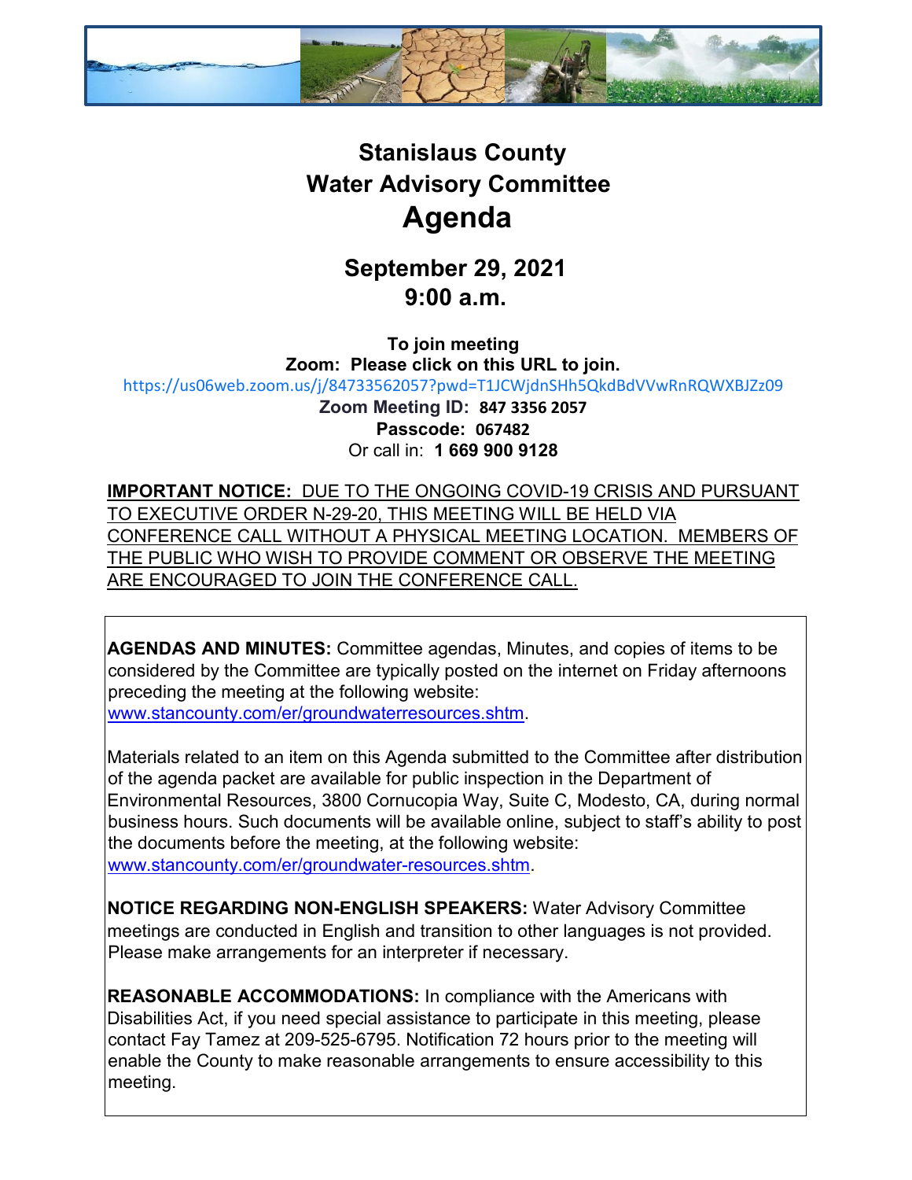# Stanislaus County
# Water Advisory Committee
# Agenda

## September 29, 2021
## 9:00 a.m.

**To join meeting**
**Zoom: Please click on this URL to join.**
https://us06web.zoom.us/j/84733562057?pwd=T1JCWjdnSHh5QkdBdVVwRnRQWXBJZz09
**Zoom Meeting ID: 847 3356 2057**
**Passcode: 067482**
Or call in: **1 669 900 9128**

**IMPORTANT NOTICE:** DUE TO THE ONGOING COVID-19 CRISIS AND PURSUANT TO EXECUTIVE ORDER N-29-20, THIS MEETING WILL BE HELD VIA CONFERENCE CALL WITHOUT A PHYSICAL MEETING LOCATION. MEMBERS OF THE PUBLIC WHO WISH TO PROVIDE COMMENT OR OBSERVE THE MEETING ARE ENCOURAGED TO JOIN THE CONFERENCE CALL.

**AGENDAS AND MINUTES:** Committee agendas, Minutes, and copies of items to be considered by the Committee are typically posted on the internet on Friday afternoons preceding the meeting at the following website: www.stancounty.com/er/groundwaterresources.shtm.

Materials related to an item on this Agenda submitted to the Committee after distribution of the agenda packet are available for public inspection in the Department of Environmental Resources, 3800 Cornucopia Way, Suite C, Modesto, CA, during normal business hours. Such documents will be available online, subject to staff's ability to post the documents before the meeting, at the following website: www.stancounty.com/er/groundwater-resources.shtm.

**NOTICE REGARDING NON-ENGLISH SPEAKERS:** Water Advisory Committee meetings are conducted in English and transition to other languages is not provided. Please make arrangements for an interpreter if necessary.

**REASONABLE ACCOMMODATIONS:** In compliance with the Americans with Disabilities Act, if you need special assistance to participate in this meeting, please contact Fay Tamez at 209-525-6795. Notification 72 hours prior to the meeting will enable the County to make reasonable arrangements to ensure accessibility to this meeting.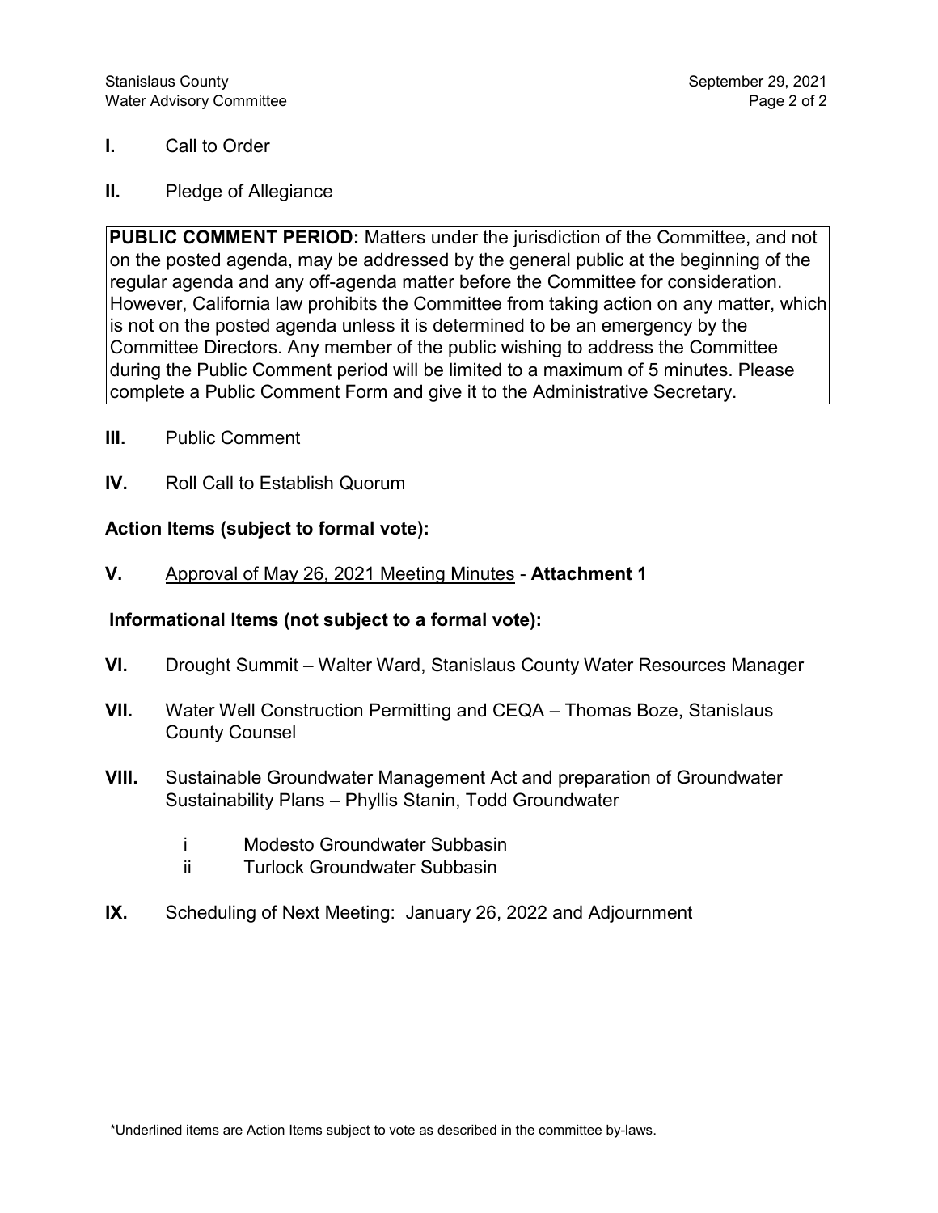**I.** Call to Order

**II.** Pledge of Allegiance

**PUBLIC COMMENT PERIOD:** Matters under the jurisdiction of the Committee, and not on the posted agenda, may be addressed by the general public at the beginning of the regular agenda and any off-agenda matter before the Committee for consideration. However, California law prohibits the Committee from taking action on any matter, which is not on the posted agenda unless it is determined to be an emergency by the Committee Directors. Any member of the public wishing to address the Committee during the Public Comment period will be limited to a maximum of 5 minutes. Please complete a Public Comment Form and give it to the Administrative Secretary.

**III.** Public Comment

**IV.** Roll Call to Establish Quorum

**Action Items (subject to formal vote):**

**V.** <u>Approval of May 26, 2021 Meeting Minutes</u> - **Attachment 1**

**Informational Items (not subject to a formal vote):**

**VI.** Drought Summit – Walter Ward, Stanislaus County Water Resources Manager

**VII.** Water Well Construction Permitting and CEQA – Thomas Boze, Stanislaus County Counsel

**VIII.** Sustainable Groundwater Management Act and preparation of Groundwater Sustainability Plans – Phyllis Stanin, Todd Groundwater

- i Modesto Groundwater Subbasin
- ii Turlock Groundwater Subbasin

**IX.** Scheduling of Next Meeting: January 26, 2022 and Adjournment

*Underlined items are Action Items subject to vote as described in the committee by-laws.